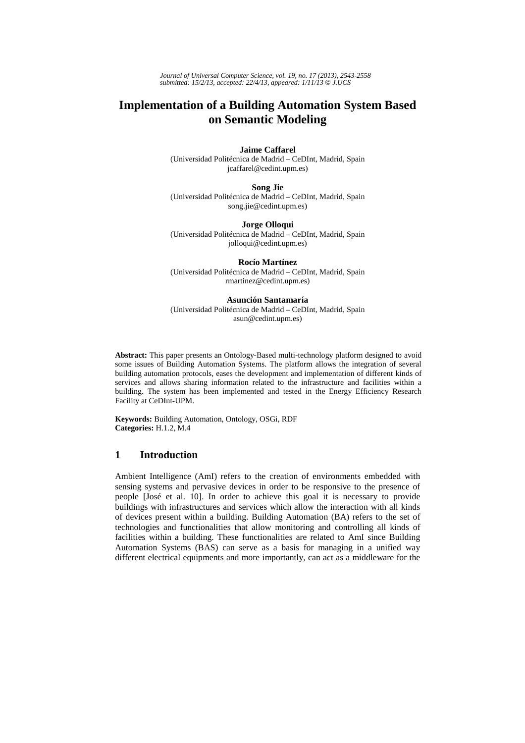# Implementation of a Building Automation System Based on Semantic Modeling

**Jaime Caffarel**
(Universidad Politécnica de Madrid – CeDInt, Madrid, Spain
jcaffarel@cedint.upm.es)

**Song Jie**
(Universidad Politécnica de Madrid – CeDInt, Madrid, Spain
song.jie@cedint.upm.es)

**Jorge Olloqui**
(Universidad Politécnica de Madrid – CeDInt, Madrid, Spain
jolloqui@cedint.upm.es)

**Rocío Martínez**
(Universidad Politécnica de Madrid – CeDInt, Madrid, Spain
rmartinez@cedint.upm.es)

**Asunción Santamaría**
(Universidad Politécnica de Madrid – CeDInt, Madrid, Spain
asun@cedint.upm.es)

**Abstract:** This paper presents an Ontology-Based multi-technology platform designed to avoid some issues of Building Automation Systems. The platform allows the integration of several building automation protocols, eases the development and implementation of different kinds of services and allows sharing information related to the infrastructure and facilities within a building. The system has been implemented and tested in the Energy Efficiency Research Facility at CeDInt-UPM.

**Keywords:** Building Automation, Ontology, OSGi, RDF
**Categories:** H.1.2, M.4

## 1 Introduction

Ambient Intelligence (AmI) refers to the creation of environments embedded with sensing systems and pervasive devices in order to be responsive to the presence of people [José et al. 10]. In order to achieve this goal it is necessary to provide buildings with infrastructures and services which allow the interaction with all kinds of devices present within a building. Building Automation (BA) refers to the set of technologies and functionalities that allow monitoring and controlling all kinds of facilities within a building. These functionalities are related to AmI since Building Automation Systems (BAS) can serve as a basis for managing in a unified way different electrical equipments and more importantly, can act as a middleware for the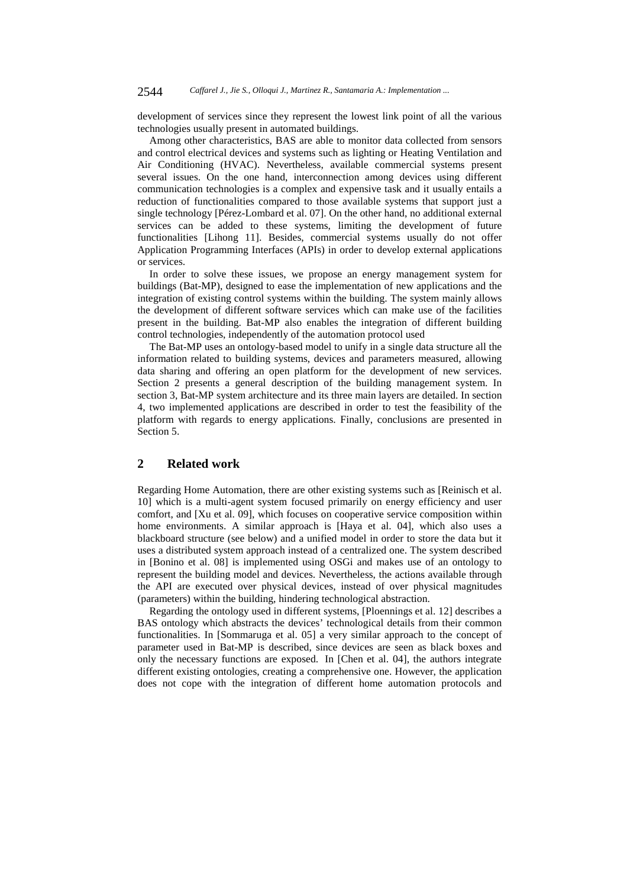development of services since they represent the lowest link point of all the various technologies usually present in automated buildings.

Among other characteristics, BAS are able to monitor data collected from sensors and control electrical devices and systems such as lighting or Heating Ventilation and Air Conditioning (HVAC). Nevertheless, available commercial systems present several issues. On the one hand, interconnection among devices using different communication technologies is a complex and expensive task and it usually entails a reduction of functionalities compared to those available systems that support just a single technology [Pérez-Lombard et al. 07]. On the other hand, no additional external services can be added to these systems, limiting the development of future functionalities [Lihong 11]. Besides, commercial systems usually do not offer Application Programming Interfaces (APIs) in order to develop external applications or services.

In order to solve these issues, we propose an energy management system for buildings (Bat-MP), designed to ease the implementation of new applications and the integration of existing control systems within the building. The system mainly allows the development of different software services which can make use of the facilities present in the building. Bat-MP also enables the integration of different building control technologies, independently of the automation protocol used

The Bat-MP uses an ontology-based model to unify in a single data structure all the information related to building systems, devices and parameters measured, allowing data sharing and offering an open platform for the development of new services. Section 2 presents a general description of the building management system. In section 3, Bat-MP system architecture and its three main layers are detailed. In section 4, two implemented applications are described in order to test the feasibility of the platform with regards to energy applications. Finally, conclusions are presented in Section 5.

## 2 Related work

Regarding Home Automation, there are other existing systems such as [Reinisch et al. 10] which is a multi-agent system focused primarily on energy efficiency and user comfort, and [Xu et al. 09], which focuses on cooperative service composition within home environments. A similar approach is [Haya et al. 04], which also uses a blackboard structure (see below) and a unified model in order to store the data but it uses a distributed system approach instead of a centralized one. The system described in [Bonino et al. 08] is implemented using OSGi and makes use of an ontology to represent the building model and devices. Nevertheless, the actions available through the API are executed over physical devices, instead of over physical magnitudes (parameters) within the building, hindering technological abstraction.

Regarding the ontology used in different systems, [Ploennings et al. 12] describes a BAS ontology which abstracts the devices' technological details from their common functionalities. In [Sommaruga et al. 05] a very similar approach to the concept of parameter used in Bat-MP is described, since devices are seen as black boxes and only the necessary functions are exposed. In [Chen et al. 04], the authors integrate different existing ontologies, creating a comprehensive one. However, the application does not cope with the integration of different home automation protocols and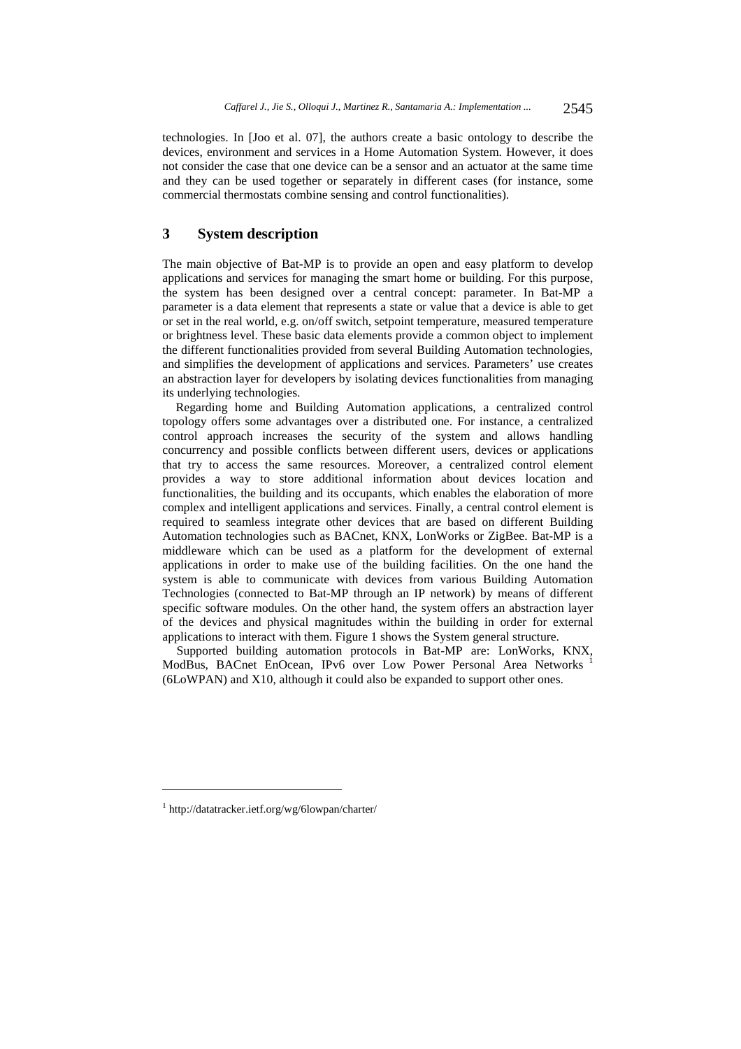technologies. In [Joo et al. 07], the authors create a basic ontology to describe the devices, environment and services in a Home Automation System. However, it does not consider the case that one device can be a sensor and an actuator at the same time and they can be used together or separately in different cases (for instance, some commercial thermostats combine sensing and control functionalities).

## 3 System description

The main objective of Bat-MP is to provide an open and easy platform to develop applications and services for managing the smart home or building. For this purpose, the system has been designed over a central concept: parameter. In Bat-MP a parameter is a data element that represents a state or value that a device is able to get or set in the real world, e.g. on/off switch, setpoint temperature, measured temperature or brightness level. These basic data elements provide a common object to implement the different functionalities provided from several Building Automation technologies, and simplifies the development of applications and services. Parameters' use creates an abstraction layer for developers by isolating devices functionalities from managing its underlying technologies.

Regarding home and Building Automation applications, a centralized control topology offers some advantages over a distributed one. For instance, a centralized control approach increases the security of the system and allows handling concurrency and possible conflicts between different users, devices or applications that try to access the same resources. Moreover, a centralized control element provides a way to store additional information about devices location and functionalities, the building and its occupants, which enables the elaboration of more complex and intelligent applications and services. Finally, a central control element is required to seamless integrate other devices that are based on different Building Automation technologies such as BACnet, KNX, LonWorks or ZigBee. Bat-MP is a middleware which can be used as a platform for the development of external applications in order to make use of the building facilities. On the one hand the system is able to communicate with devices from various Building Automation Technologies (connected to Bat-MP through an IP network) by means of different specific software modules. On the other hand, the system offers an abstraction layer of the devices and physical magnitudes within the building in order for external applications to interact with them. Figure 1 shows the System general structure.

Supported building automation protocols in Bat-MP are: LonWorks, KNX, ModBus, BACnet EnOcean, IPv6 over Low Power Personal Area Networks [1] (6LoWPAN) and X10, although it could also be expanded to support other ones.

[1] http://datatracker.ietf.org/wg/6lowpan/charter/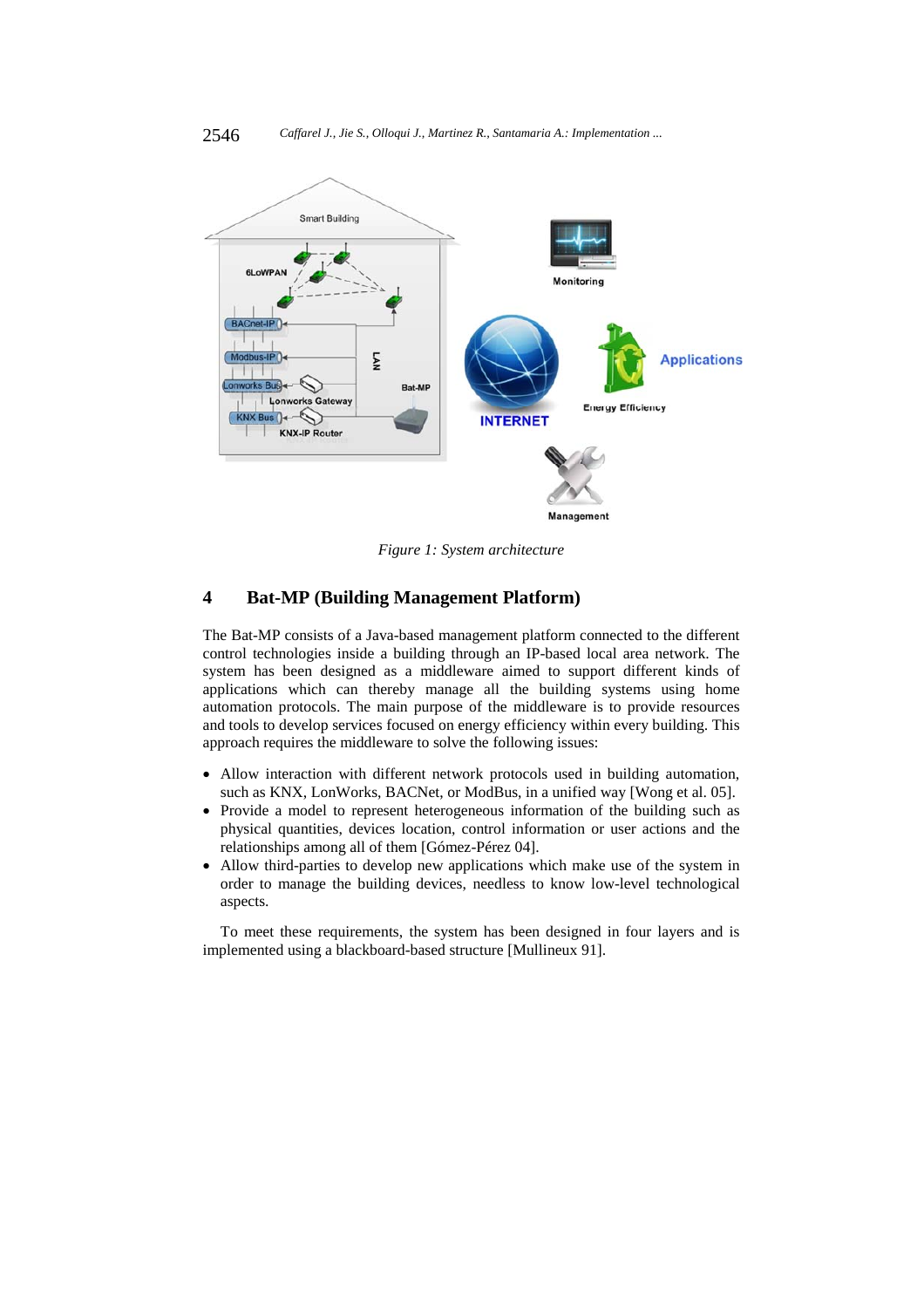*Figure 1: System architecture*

## 4 Bat-MP (Building Management Platform)

The Bat-MP consists of a Java-based management platform connected to the different control technologies inside a building through an IP-based local area network. The system has been designed as a middleware aimed to support different kinds of applications which can thereby manage all the building systems using home automation protocols. The main purpose of the middleware is to provide resources and tools to develop services focused on energy efficiency within every building. This approach requires the middleware to solve the following issues:

- Allow interaction with different network protocols used in building automation, such as KNX, LonWorks, BACNet, or ModBus, in a unified way [Wong et al. 05].
- Provide a model to represent heterogeneous information of the building such as physical quantities, devices location, control information or user actions and the relationships among all of them [Gómez-Pérez 04].
- Allow third-parties to develop new applications which make use of the system in order to manage the building devices, needless to know low-level technological aspects.

To meet these requirements, the system has been designed in four layers and is implemented using a blackboard-based structure [Mullineux 91].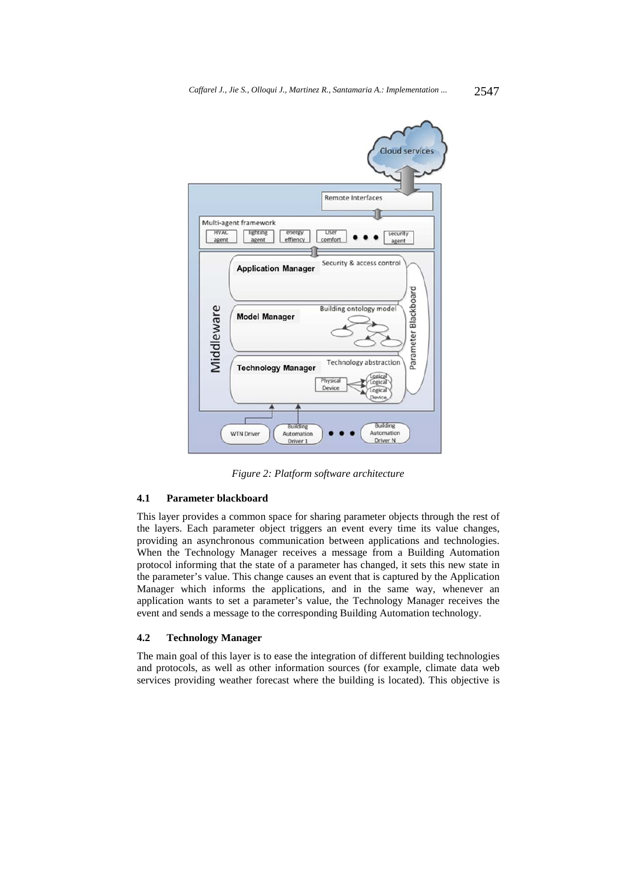*Figure 2: Platform software architecture*

### 4.1 Parameter blackboard

This layer provides a common space for sharing parameter objects through the rest of the layers. Each parameter object triggers an event every time its value changes, providing an asynchronous communication between applications and technologies. When the Technology Manager receives a message from a Building Automation protocol informing that the state of a parameter has changed, it sets this new state in the parameter's value. This change causes an event that is captured by the Application Manager which informs the applications, and in the same way, whenever an application wants to set a parameter's value, the Technology Manager receives the event and sends a message to the corresponding Building Automation technology.

### 4.2 Technology Manager

The main goal of this layer is to ease the integration of different building technologies and protocols, as well as other information sources (for example, climate data web services providing weather forecast where the building is located). This objective is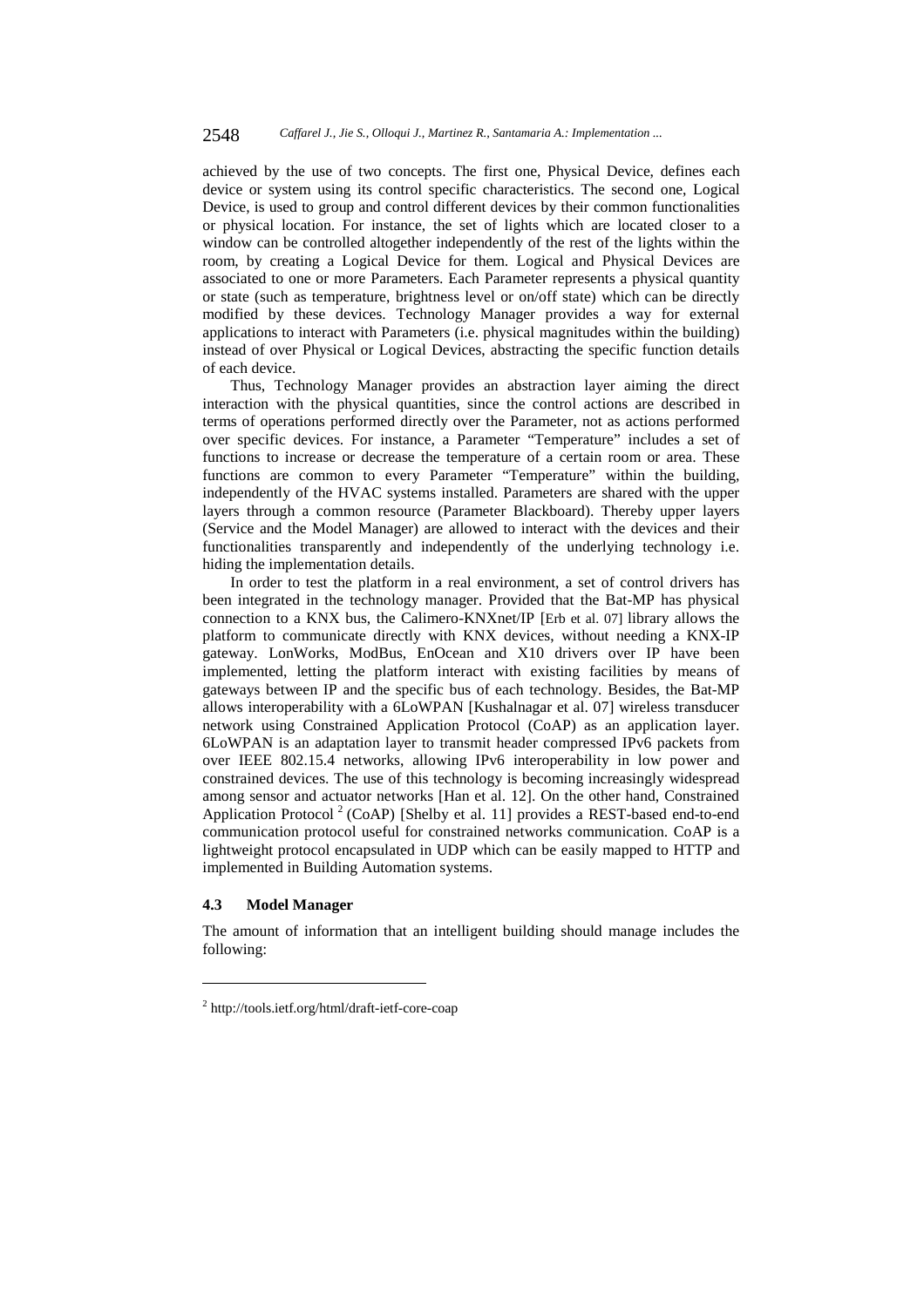achieved by the use of two concepts. The first one, Physical Device, defines each device or system using its control specific characteristics. The second one, Logical Device, is used to group and control different devices by their common functionalities or physical location. For instance, the set of lights which are located closer to a window can be controlled altogether independently of the rest of the lights within the room, by creating a Logical Device for them. Logical and Physical Devices are associated to one or more Parameters. Each Parameter represents a physical quantity or state (such as temperature, brightness level or on/off state) which can be directly modified by these devices. Technology Manager provides a way for external applications to interact with Parameters (i.e. physical magnitudes within the building) instead of over Physical or Logical Devices, abstracting the specific function details of each device.

Thus, Technology Manager provides an abstraction layer aiming the direct interaction with the physical quantities, since the control actions are described in terms of operations performed directly over the Parameter, not as actions performed over specific devices. For instance, a Parameter "Temperature" includes a set of functions to increase or decrease the temperature of a certain room or area. These functions are common to every Parameter "Temperature" within the building, independently of the HVAC systems installed. Parameters are shared with the upper layers through a common resource (Parameter Blackboard). Thereby upper layers (Service and the Model Manager) are allowed to interact with the devices and their functionalities transparently and independently of the underlying technology i.e. hiding the implementation details.

In order to test the platform in a real environment, a set of control drivers has been integrated in the technology manager. Provided that the Bat-MP has physical connection to a KNX bus, the Calimero-KNXnet/IP [Erb et al. 07] library allows the platform to communicate directly with KNX devices, without needing a KNX-IP gateway. LonWorks, ModBus, EnOcean and X10 drivers over IP have been implemented, letting the platform interact with existing facilities by means of gateways between IP and the specific bus of each technology. Besides, the Bat-MP allows interoperability with a 6LoWPAN [Kushalnagar et al. 07] wireless transducer network using Constrained Application Protocol (CoAP) as an application layer. 6LoWPAN is an adaptation layer to transmit header compressed IPv6 packets from over IEEE 802.15.4 networks, allowing IPv6 interoperability in low power and constrained devices. The use of this technology is becoming increasingly widespread among sensor and actuator networks [Han et al. 12]. On the other hand, Constrained Application Protocol [2] (CoAP) [Shelby et al. 11] provides a REST-based end-to-end communication protocol useful for constrained networks communication. CoAP is a lightweight protocol encapsulated in UDP which can be easily mapped to HTTP and implemented in Building Automation systems.

### 4.3 Model Manager

The amount of information that an intelligent building should manage includes the following:

[2] http://tools.ietf.org/html/draft-ietf-core-coap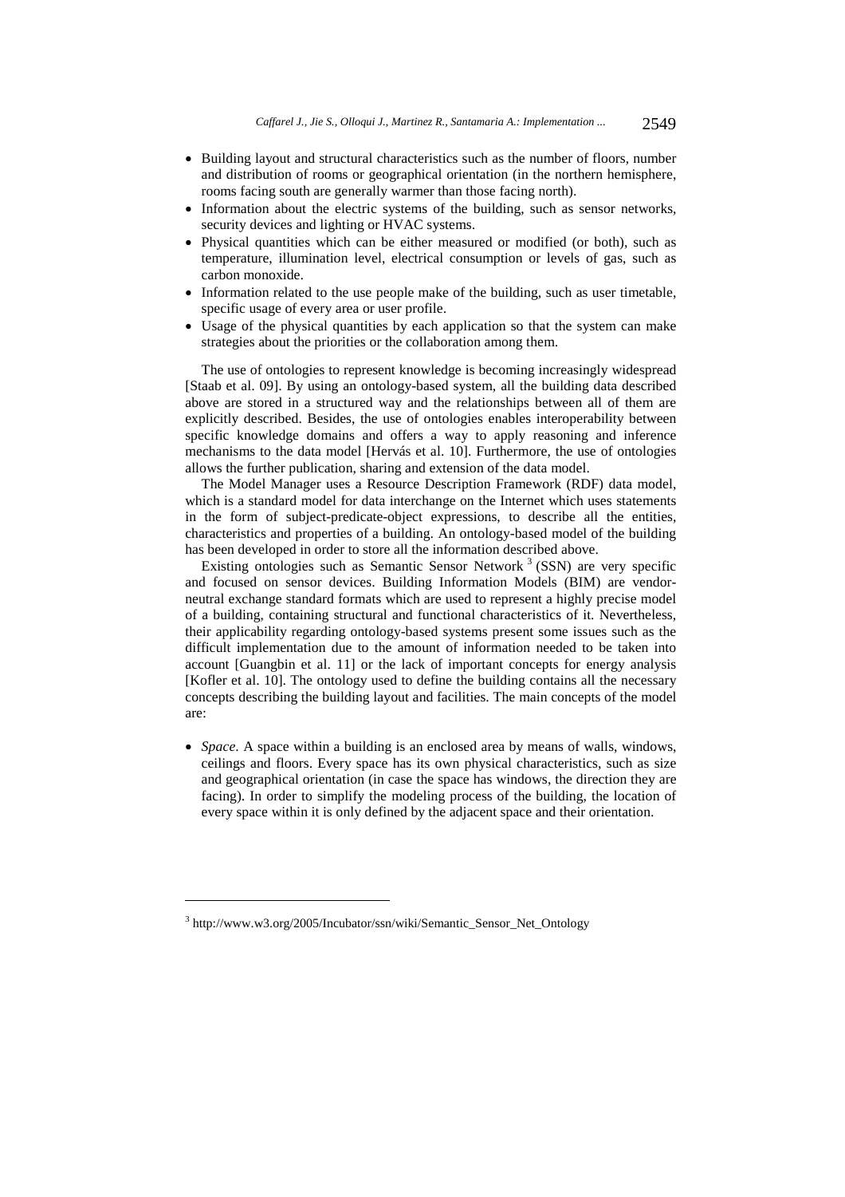- Building layout and structural characteristics such as the number of floors, number and distribution of rooms or geographical orientation (in the northern hemisphere, rooms facing south are generally warmer than those facing north).
- Information about the electric systems of the building, such as sensor networks, security devices and lighting or HVAC systems.
- Physical quantities which can be either measured or modified (or both), such as temperature, illumination level, electrical consumption or levels of gas, such as carbon monoxide.
- Information related to the use people make of the building, such as user timetable, specific usage of every area or user profile.
- Usage of the physical quantities by each application so that the system can make strategies about the priorities or the collaboration among them.

The use of ontologies to represent knowledge is becoming increasingly widespread [Staab et al. 09]. By using an ontology-based system, all the building data described above are stored in a structured way and the relationships between all of them are explicitly described. Besides, the use of ontologies enables interoperability between specific knowledge domains and offers a way to apply reasoning and inference mechanisms to the data model [Hervás et al. 10]. Furthermore, the use of ontologies allows the further publication, sharing and extension of the data model.

The Model Manager uses a Resource Description Framework (RDF) data model, which is a standard model for data interchange on the Internet which uses statements in the form of subject-predicate-object expressions, to describe all the entities, characteristics and properties of a building. An ontology-based model of the building has been developed in order to store all the information described above.

Existing ontologies such as Semantic Sensor Network [3] (SSN) are very specific and focused on sensor devices. Building Information Models (BIM) are vendor-neutral exchange standard formats which are used to represent a highly precise model of a building, containing structural and functional characteristics of it. Nevertheless, their applicability regarding ontology-based systems present some issues such as the difficult implementation due to the amount of information needed to be taken into account [Guangbin et al. 11] or the lack of important concepts for energy analysis [Kofler et al. 10]. The ontology used to define the building contains all the necessary concepts describing the building layout and facilities. The main concepts of the model are:

- *Space*. A space within a building is an enclosed area by means of walls, windows, ceilings and floors. Every space has its own physical characteristics, such as size and geographical orientation (in case the space has windows, the direction they are facing). In order to simplify the modeling process of the building, the location of every space within it is only defined by the adjacent space and their orientation.

[3] http://www.w3.org/2005/Incubator/ssn/wiki/Semantic_Sensor_Net_Ontology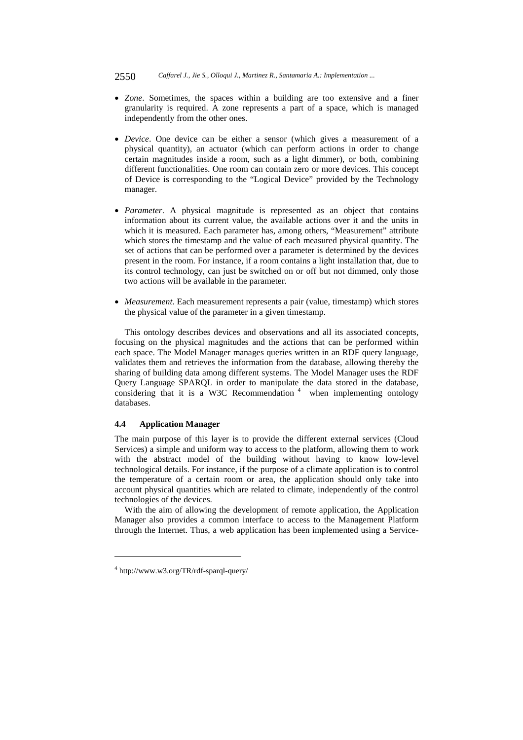- *Zone*. Sometimes, the spaces within a building are too extensive and a finer granularity is required. A zone represents a part of a space, which is managed independently from the other ones.

- *Device*. One device can be either a sensor (which gives a measurement of a physical quantity), an actuator (which can perform actions in order to change certain magnitudes inside a room, such as a light dimmer), or both, combining different functionalities. One room can contain zero or more devices. This concept of Device is corresponding to the "Logical Device" provided by the Technology manager.

- *Parameter*. A physical magnitude is represented as an object that contains information about its current value, the available actions over it and the units in which it is measured. Each parameter has, among others, "Measurement" attribute which stores the timestamp and the value of each measured physical quantity. The set of actions that can be performed over a parameter is determined by the devices present in the room. For instance, if a room contains a light installation that, due to its control technology, can just be switched on or off but not dimmed, only those two actions will be available in the parameter.

- *Measurement.* Each measurement represents a pair (value, timestamp) which stores the physical value of the parameter in a given timestamp.

This ontology describes devices and observations and all its associated concepts, focusing on the physical magnitudes and the actions that can be performed within each space. The Model Manager manages queries written in an RDF query language, validates them and retrieves the information from the database, allowing thereby the sharing of building data among different systems. The Model Manager uses the RDF Query Language SPARQL in order to manipulate the data stored in the database, considering that it is a W3C Recommendation [4] when implementing ontology databases.

### 4.4 Application Manager

The main purpose of this layer is to provide the different external services (Cloud Services) a simple and uniform way to access to the platform, allowing them to work with the abstract model of the building without having to know low-level technological details. For instance, if the purpose of a climate application is to control the temperature of a certain room or area, the application should only take into account physical quantities which are related to climate, independently of the control technologies of the devices.

With the aim of allowing the development of remote application, the Application Manager also provides a common interface to access to the Management Platform through the Internet. Thus, a web application has been implemented using a Service-

[4] http://www.w3.org/TR/rdf-sparql-query/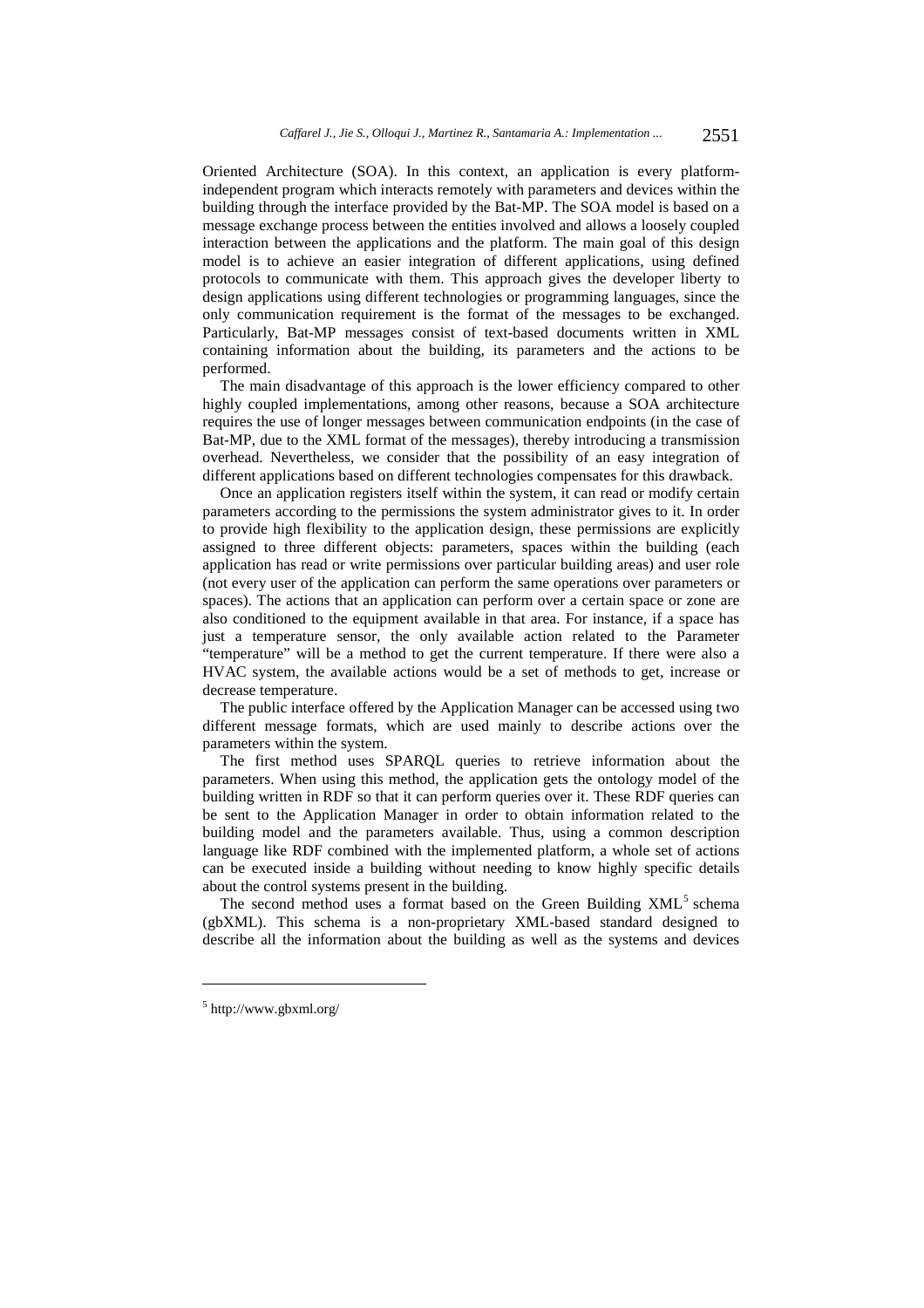Oriented Architecture (SOA). In this context, an application is every platform-independent program which interacts remotely with parameters and devices within the building through the interface provided by the Bat-MP. The SOA model is based on a message exchange process between the entities involved and allows a loosely coupled interaction between the applications and the platform. The main goal of this design model is to achieve an easier integration of different applications, using defined protocols to communicate with them. This approach gives the developer liberty to design applications using different technologies or programming languages, since the only communication requirement is the format of the messages to be exchanged. Particularly, Bat-MP messages consist of text-based documents written in XML containing information about the building, its parameters and the actions to be performed.

The main disadvantage of this approach is the lower efficiency compared to other highly coupled implementations, among other reasons, because a SOA architecture requires the use of longer messages between communication endpoints (in the case of Bat-MP, due to the XML format of the messages), thereby introducing a transmission overhead. Nevertheless, we consider that the possibility of an easy integration of different applications based on different technologies compensates for this drawback.

Once an application registers itself within the system, it can read or modify certain parameters according to the permissions the system administrator gives to it. In order to provide high flexibility to the application design, these permissions are explicitly assigned to three different objects: parameters, spaces within the building (each application has read or write permissions over particular building areas) and user role (not every user of the application can perform the same operations over parameters or spaces). The actions that an application can perform over a certain space or zone are also conditioned to the equipment available in that area. For instance, if a space has just a temperature sensor, the only available action related to the Parameter "temperature" will be a method to get the current temperature. If there were also a HVAC system, the available actions would be a set of methods to get, increase or decrease temperature.

The public interface offered by the Application Manager can be accessed using two different message formats, which are used mainly to describe actions over the parameters within the system.

The first method uses SPARQL queries to retrieve information about the parameters. When using this method, the application gets the ontology model of the building written in RDF so that it can perform queries over it. These RDF queries can be sent to the Application Manager in order to obtain information related to the building model and the parameters available. Thus, using a common description language like RDF combined with the implemented platform, a whole set of actions can be executed inside a building without needing to know highly specific details about the control systems present in the building.

The second method uses a format based on the Green Building XML[5] schema (gbXML). This schema is a non-proprietary XML-based standard designed to describe all the information about the building as well as the systems and devices

---

[5] http://www.gbxml.org/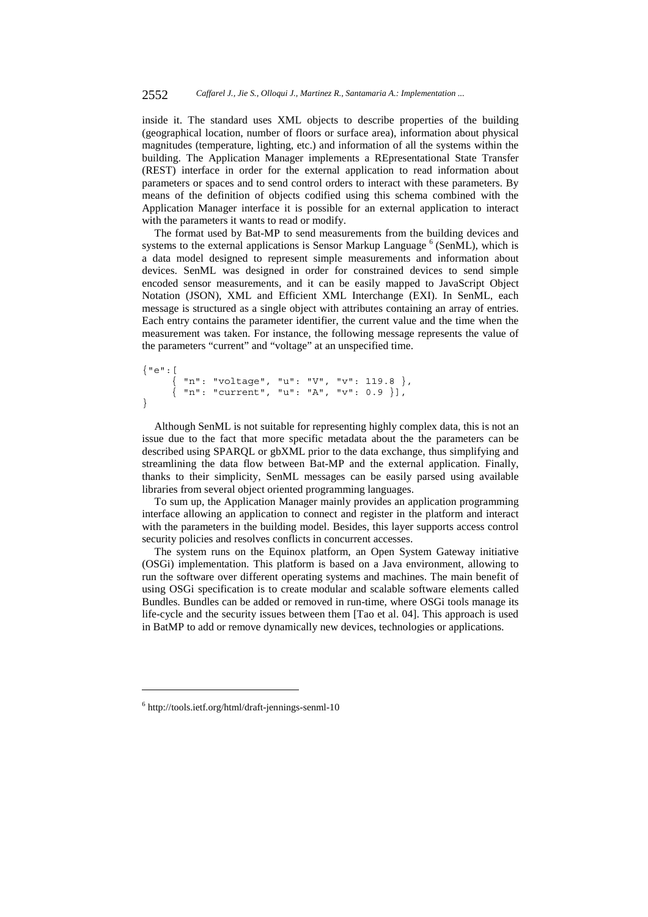inside it. The standard uses XML objects to describe properties of the building (geographical location, number of floors or surface area), information about physical magnitudes (temperature, lighting, etc.) and information of all the systems within the building. The Application Manager implements a REpresentational State Transfer (REST) interface in order for the external application to read information about parameters or spaces and to send control orders to interact with these parameters. By means of the definition of objects codified using this schema combined with the Application Manager interface it is possible for an external application to interact with the parameters it wants to read or modify.

The format used by Bat-MP to send measurements from the building devices and systems to the external applications is Sensor Markup Language [6] (SenML), which is a data model designed to represent simple measurements and information about devices. SenML was designed in order for constrained devices to send simple encoded sensor measurements, and it can be easily mapped to JavaScript Object Notation (JSON), XML and Efficient XML Interchange (EXI). In SenML, each message is structured as a single object with attributes containing an array of entries. Each entry contains the parameter identifier, the current value and the time when the measurement was taken. For instance, the following message represents the value of the parameters "current" and "voltage" at an unspecified time.

```
{"e":[
     { "n": "voltage", "u": "V", "v": 119.8 },
     { "n": "current", "u": "A", "v": 0.9 }],
}
```

Although SenML is not suitable for representing highly complex data, this is not an issue due to the fact that more specific metadata about the the parameters can be described using SPARQL or gbXML prior to the data exchange, thus simplifying and streamlining the data flow between Bat-MP and the external application. Finally, thanks to their simplicity, SenML messages can be easily parsed using available libraries from several object oriented programming languages.

To sum up, the Application Manager mainly provides an application programming interface allowing an application to connect and register in the platform and interact with the parameters in the building model. Besides, this layer supports access control security policies and resolves conflicts in concurrent accesses.

The system runs on the Equinox platform, an Open System Gateway initiative (OSGi) implementation. This platform is based on a Java environment, allowing to run the software over different operating systems and machines. The main benefit of using OSGi specification is to create modular and scalable software elements called Bundles. Bundles can be added or removed in run-time, where OSGi tools manage its life-cycle and the security issues between them [Tao et al. 04]. This approach is used in BatMP to add or remove dynamically new devices, technologies or applications.

[6] http://tools.ietf.org/html/draft-jennings-senml-10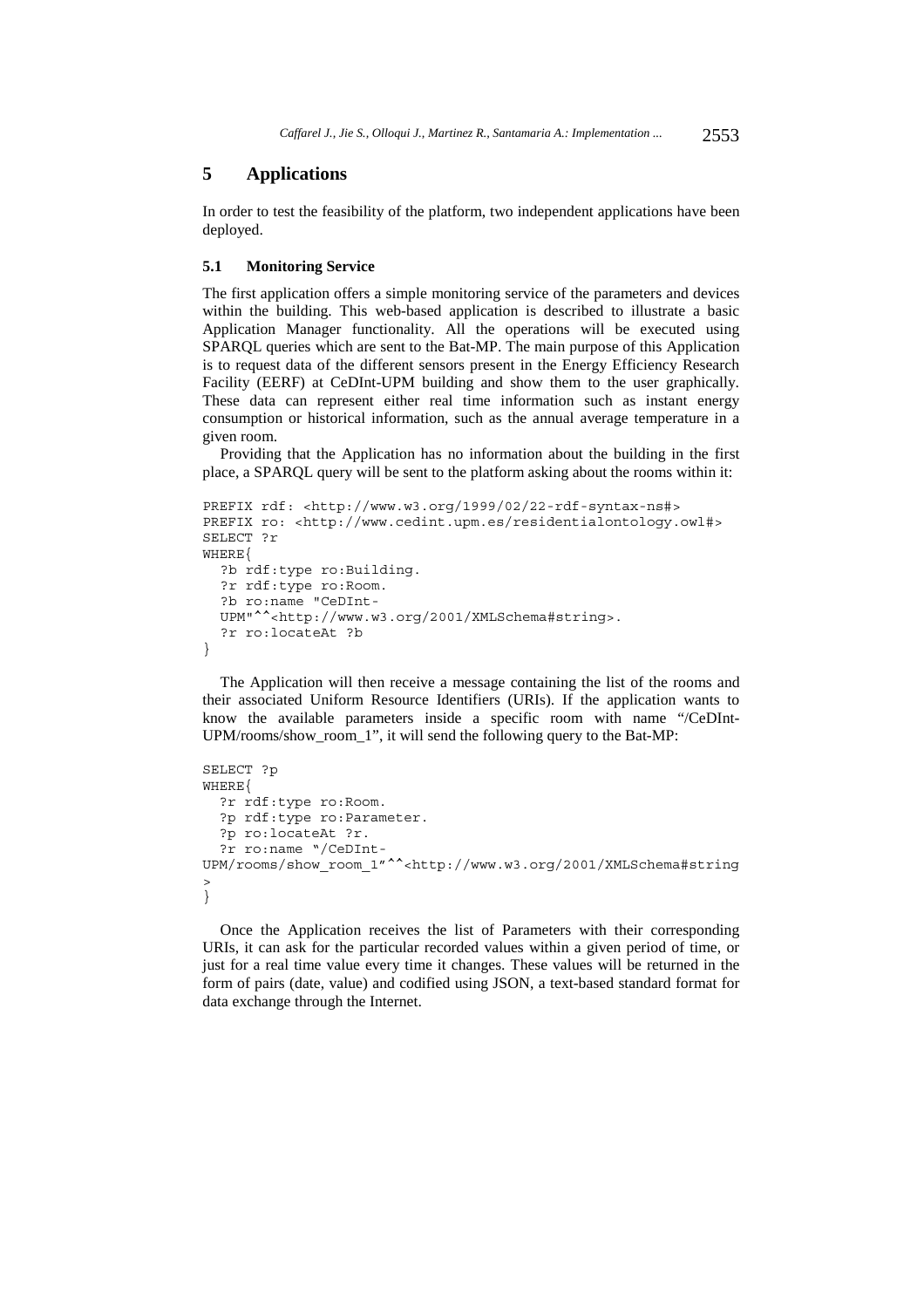## 5 Applications

In order to test the feasibility of the platform, two independent applications have been deployed.

### 5.1 Monitoring Service

The first application offers a simple monitoring service of the parameters and devices within the building. This web-based application is described to illustrate a basic Application Manager functionality. All the operations will be executed using SPARQL queries which are sent to the Bat-MP. The main purpose of this Application is to request data of the different sensors present in the Energy Efficiency Research Facility (EERF) at CeDInt-UPM building and show them to the user graphically. These data can represent either real time information such as instant energy consumption or historical information, such as the annual average temperature in a given room.

Providing that the Application has no information about the building in the first place, a SPARQL query will be sent to the platform asking about the rooms within it:

```
PREFIX rdf: <http://www.w3.org/1999/02/22-rdf-syntax-ns#>
PREFIX ro: <http://www.cedint.upm.es/residentialontology.owl#>
SELECT ?r
WHERE{
  ?b rdf:type ro:Building.
  ?r rdf:type ro:Room.
  ?b ro:name "CeDInt-
  UPM"^^<http://www.w3.org/2001/XMLSchema#string>.
  ?r ro:locateAt ?b
}
```

The Application will then receive a message containing the list of the rooms and their associated Uniform Resource Identifiers (URIs). If the application wants to know the available parameters inside a specific room with name "/CeDInt-UPM/rooms/show_room_1", it will send the following query to the Bat-MP:

```
SELECT ?p
WHERE{
  ?r rdf:type ro:Room.
  ?p rdf:type ro:Parameter.
  ?p ro:locateAt ?r.
  ?r ro:name "/CeDInt-
UPM/rooms/show_room_1"^^<http://www.w3.org/2001/XMLSchema#string
>
}
```

Once the Application receives the list of Parameters with their corresponding URIs, it can ask for the particular recorded values within a given period of time, or just for a real time value every time it changes. These values will be returned in the form of pairs (date, value) and codified using JSON, a text-based standard format for data exchange through the Internet.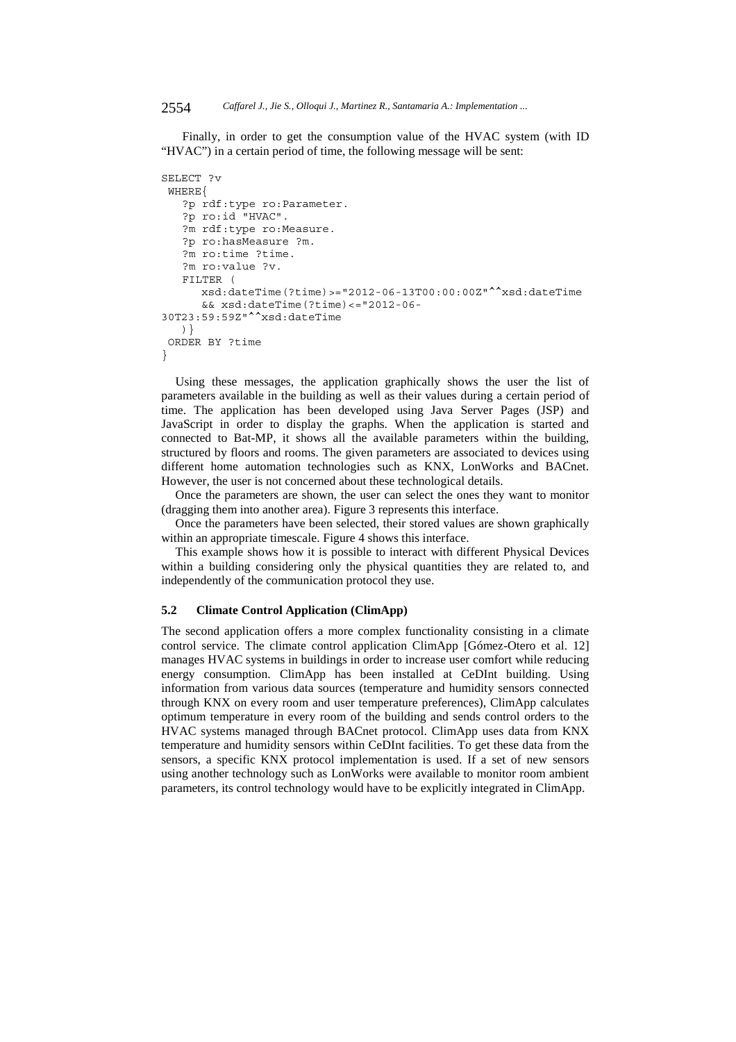Finally, in order to get the consumption value of the HVAC system (with ID "HVAC") in a certain period of time, the following message will be sent:

```
SELECT ?v
 WHERE{
    ?p rdf:type ro:Parameter.
    ?p ro:id "HVAC".
    ?m rdf:type ro:Measure.
    ?p ro:hasMeasure ?m.
    ?m ro:time ?time.
    ?m ro:value ?v.
    FILTER (
       xsd:dateTime(?time)>="2012-06-13T00:00:00Z"^^xsd:dateTime
       && xsd:dateTime(?time)<="2012-06-
30T23:59:59Z"^^xsd:dateTime
    )}
 ORDER BY ?time
}
```

Using these messages, the application graphically shows the user the list of parameters available in the building as well as their values during a certain period of time. The application has been developed using Java Server Pages (JSP) and JavaScript in order to display the graphs. When the application is started and connected to Bat-MP, it shows all the available parameters within the building, structured by floors and rooms. The given parameters are associated to devices using different home automation technologies such as KNX, LonWorks and BACnet. However, the user is not concerned about these technological details.

Once the parameters are shown, the user can select the ones they want to monitor (dragging them into another area). Figure 3 represents this interface.

Once the parameters have been selected, their stored values are shown graphically within an appropriate timescale. Figure 4 shows this interface.

This example shows how it is possible to interact with different Physical Devices within a building considering only the physical quantities they are related to, and independently of the communication protocol they use.

### 5.2 Climate Control Application (ClimApp)

The second application offers a more complex functionality consisting in a climate control service. The climate control application ClimApp [Gómez-Otero et al. 12] manages HVAC systems in buildings in order to increase user comfort while reducing energy consumption. ClimApp has been installed at CeDInt building. Using information from various data sources (temperature and humidity sensors connected through KNX on every room and user temperature preferences), ClimApp calculates optimum temperature in every room of the building and sends control orders to the HVAC systems managed through BACnet protocol. ClimApp uses data from KNX temperature and humidity sensors within CeDInt facilities. To get these data from the sensors, a specific KNX protocol implementation is used. If a set of new sensors using another technology such as LonWorks were available to monitor room ambient parameters, its control technology would have to be explicitly integrated in ClimApp.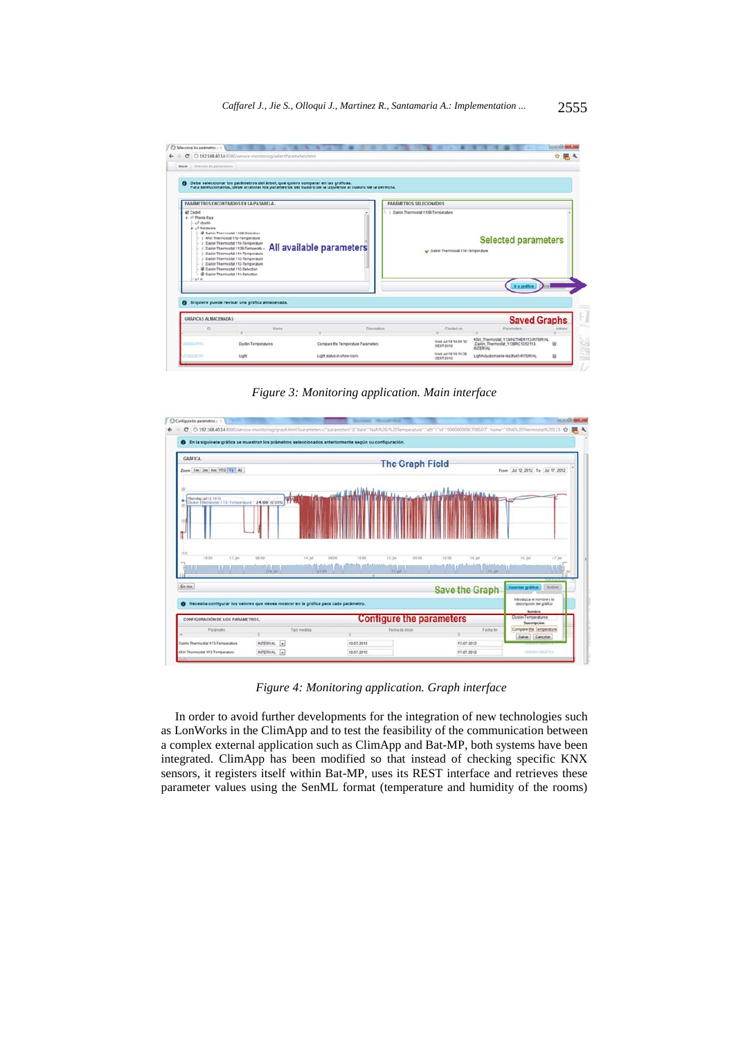*Figure 3: Monitoring application. Main interface*

*Figure 4: Monitoring application. Graph interface*

In order to avoid further developments for the integration of new technologies such as LonWorks in the ClimApp and to test the feasibility of the communication between a complex external application such as ClimApp and Bat-MP, both systems have been integrated. ClimApp has been modified so that instead of checking specific KNX sensors, it registers itself within Bat-MP, uses its REST interface and retrieves these parameter values using the SenML format (temperature and humidity of the rooms)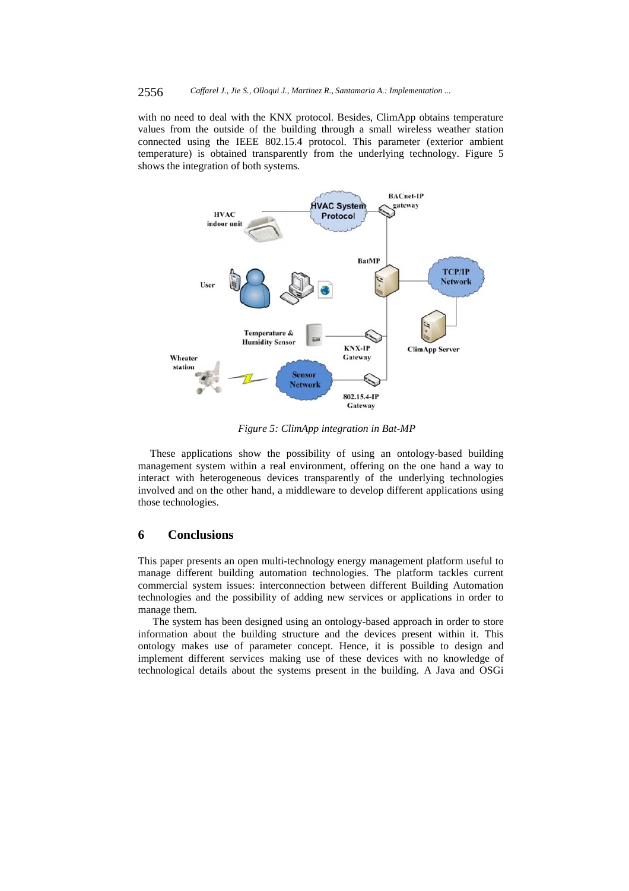with no need to deal with the KNX protocol. Besides, ClimApp obtains temperature values from the outside of the building through a small wireless weather station connected using the IEEE 802.15.4 protocol. This parameter (exterior ambient temperature) is obtained transparently from the underlying technology. Figure 5 shows the integration of both systems.

*Figure 5: ClimApp integration in Bat-MP*

These applications show the possibility of using an ontology-based building management system within a real environment, offering on the one hand a way to interact with heterogeneous devices transparently of the underlying technologies involved and on the other hand, a middleware to develop different applications using those technologies.

## 6 Conclusions

This paper presents an open multi-technology energy management platform useful to manage different building automation technologies. The platform tackles current commercial system issues: interconnection between different Building Automation technologies and the possibility of adding new services or applications in order to manage them.

The system has been designed using an ontology-based approach in order to store information about the building structure and the devices present within it. This ontology makes use of parameter concept. Hence, it is possible to design and implement different services making use of these devices with no knowledge of technological details about the systems present in the building. A Java and OSGi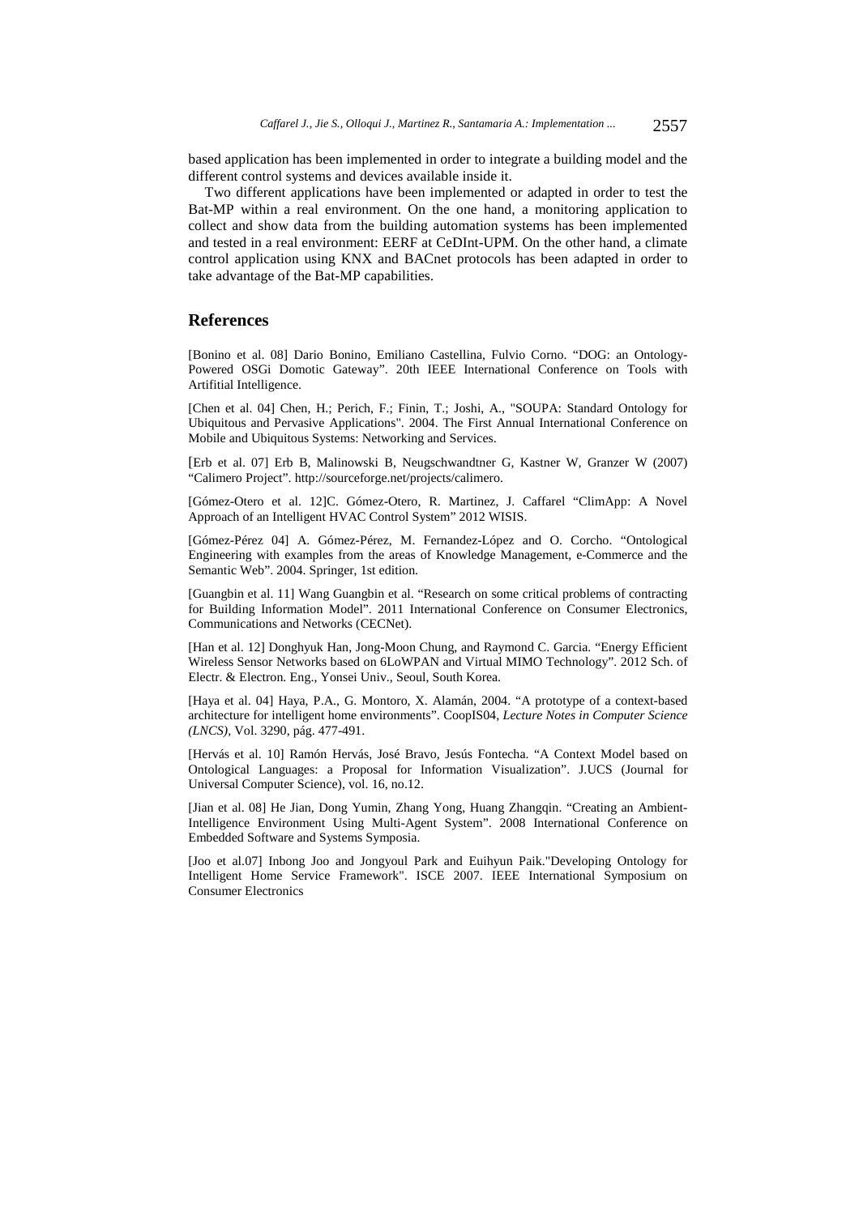based application has been implemented in order to integrate a building model and the different control systems and devices available inside it.

Two different applications have been implemented or adapted in order to test the Bat-MP within a real environment. On the one hand, a monitoring application to collect and show data from the building automation systems has been implemented and tested in a real environment: EERF at CeDInt-UPM. On the other hand, a climate control application using KNX and BACnet protocols has been adapted in order to take advantage of the Bat-MP capabilities.

## References

[Bonino et al. 08] Dario Bonino, Emiliano Castellina, Fulvio Corno. "DOG: an Ontology-Powered OSGi Domotic Gateway". 20th IEEE International Conference on Tools with Artifitial Intelligence.

[Chen et al. 04] Chen, H.; Perich, F.; Finin, T.; Joshi, A., "SOUPA: Standard Ontology for Ubiquitous and Pervasive Applications". 2004. The First Annual International Conference on Mobile and Ubiquitous Systems: Networking and Services.

[Erb et al. 07] Erb B, Malinowski B, Neugschwandtner G, Kastner W, Granzer W (2007) "Calimero Project". http://sourceforge.net/projects/calimero.

[Gómez-Otero et al. 12]C. Gómez-Otero, R. Martinez, J. Caffarel "ClimApp: A Novel Approach of an Intelligent HVAC Control System" 2012 WISIS.

[Gómez-Pérez 04] A. Gómez-Pérez, M. Fernandez-López and O. Corcho. "Ontological Engineering with examples from the areas of Knowledge Management, e-Commerce and the Semantic Web". 2004. Springer, 1st edition.

[Guangbin et al. 11] Wang Guangbin et al. "Research on some critical problems of contracting for Building Information Model". 2011 International Conference on Consumer Electronics, Communications and Networks (CECNet).

[Han et al. 12] Donghyuk Han, Jong-Moon Chung, and Raymond C. Garcia. "Energy Efficient Wireless Sensor Networks based on 6LoWPAN and Virtual MIMO Technology". 2012 Sch. of Electr. & Electron. Eng., Yonsei Univ., Seoul, South Korea.

[Haya et al. 04] Haya, P.A., G. Montoro, X. Alamán, 2004. "A prototype of a context-based architecture for intelligent home environments". CoopIS04, *Lecture Notes in Computer Science (LNCS)*, Vol. 3290, pág. 477-491.

[Hervás et al. 10] Ramón Hervás, José Bravo, Jesús Fontecha. "A Context Model based on Ontological Languages: a Proposal for Information Visualization". J.UCS (Journal for Universal Computer Science), vol. 16, no.12.

[Jian et al. 08] He Jian, Dong Yumin, Zhang Yong, Huang Zhangqin. "Creating an Ambient-Intelligence Environment Using Multi-Agent System". 2008 International Conference on Embedded Software and Systems Symposia.

[Joo et al.07] Inbong Joo and Jongyoul Park and Euihyun Paik."Developing Ontology for Intelligent Home Service Framework". ISCE 2007. IEEE International Symposium on Consumer Electronics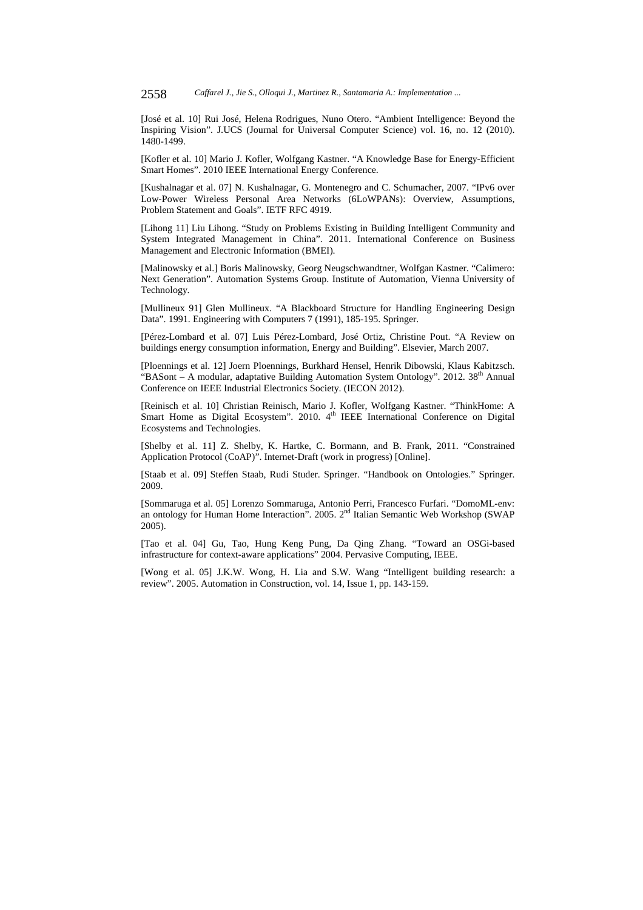[José et al. 10] Rui José, Helena Rodrigues, Nuno Otero. "Ambient Intelligence: Beyond the Inspiring Vision". J.UCS (Journal for Universal Computer Science) vol. 16, no. 12 (2010). 1480-1499.

[Kofler et al. 10] Mario J. Kofler, Wolfgang Kastner. "A Knowledge Base for Energy-Efficient Smart Homes". 2010 IEEE International Energy Conference.

[Kushalnagar et al. 07] N. Kushalnagar, G. Montenegro and C. Schumacher, 2007. "IPv6 over Low-Power Wireless Personal Area Networks (6LoWPANs): Overview, Assumptions, Problem Statement and Goals". IETF RFC 4919.

[Lihong 11] Liu Lihong. "Study on Problems Existing in Building Intelligent Community and System Integrated Management in China". 2011. International Conference on Business Management and Electronic Information (BMEI).

[Malinowsky et al.] Boris Malinowsky, Georg Neugschwandtner, Wolfgan Kastner. "Calimero: Next Generation". Automation Systems Group. Institute of Automation, Vienna University of Technology.

[Mullineux 91] Glen Mullineux. "A Blackboard Structure for Handling Engineering Design Data". 1991. Engineering with Computers 7 (1991), 185-195. Springer.

[Pérez-Lombard et al. 07] Luis Pérez-Lombard, José Ortiz, Christine Pout. "A Review on buildings energy consumption information, Energy and Building". Elsevier, March 2007.

[Ploennings et al. 12] Joern Ploennings, Burkhard Hensel, Henrik Dibowski, Klaus Kabitzsch. "BASont – A modular, adaptative Building Automation System Ontology". 2012. 38th Annual Conference on IEEE Industrial Electronics Society. (IECON 2012).

[Reinisch et al. 10] Christian Reinisch, Mario J. Kofler, Wolfgang Kastner. "ThinkHome: A Smart Home as Digital Ecosystem". 2010. 4th IEEE International Conference on Digital Ecosystems and Technologies.

[Shelby et al. 11] Z. Shelby, K. Hartke, C. Bormann, and B. Frank, 2011. "Constrained Application Protocol (CoAP)". Internet-Draft (work in progress) [Online].

[Staab et al. 09] Steffen Staab, Rudi Studer. Springer. "Handbook on Ontologies." Springer. 2009.

[Sommaruga et al. 05] Lorenzo Sommaruga, Antonio Perri, Francesco Furfari. "DomoML-env: an ontology for Human Home Interaction". 2005. 2nd Italian Semantic Web Workshop (SWAP 2005).

[Tao et al. 04] Gu, Tao, Hung Keng Pung, Da Qing Zhang. "Toward an OSGi-based infrastructure for context-aware applications" 2004. Pervasive Computing, IEEE.

[Wong et al. 05] J.K.W. Wong, H. Lia and S.W. Wang "Intelligent building research: a review". 2005. Automation in Construction, vol. 14, Issue 1, pp. 143-159.